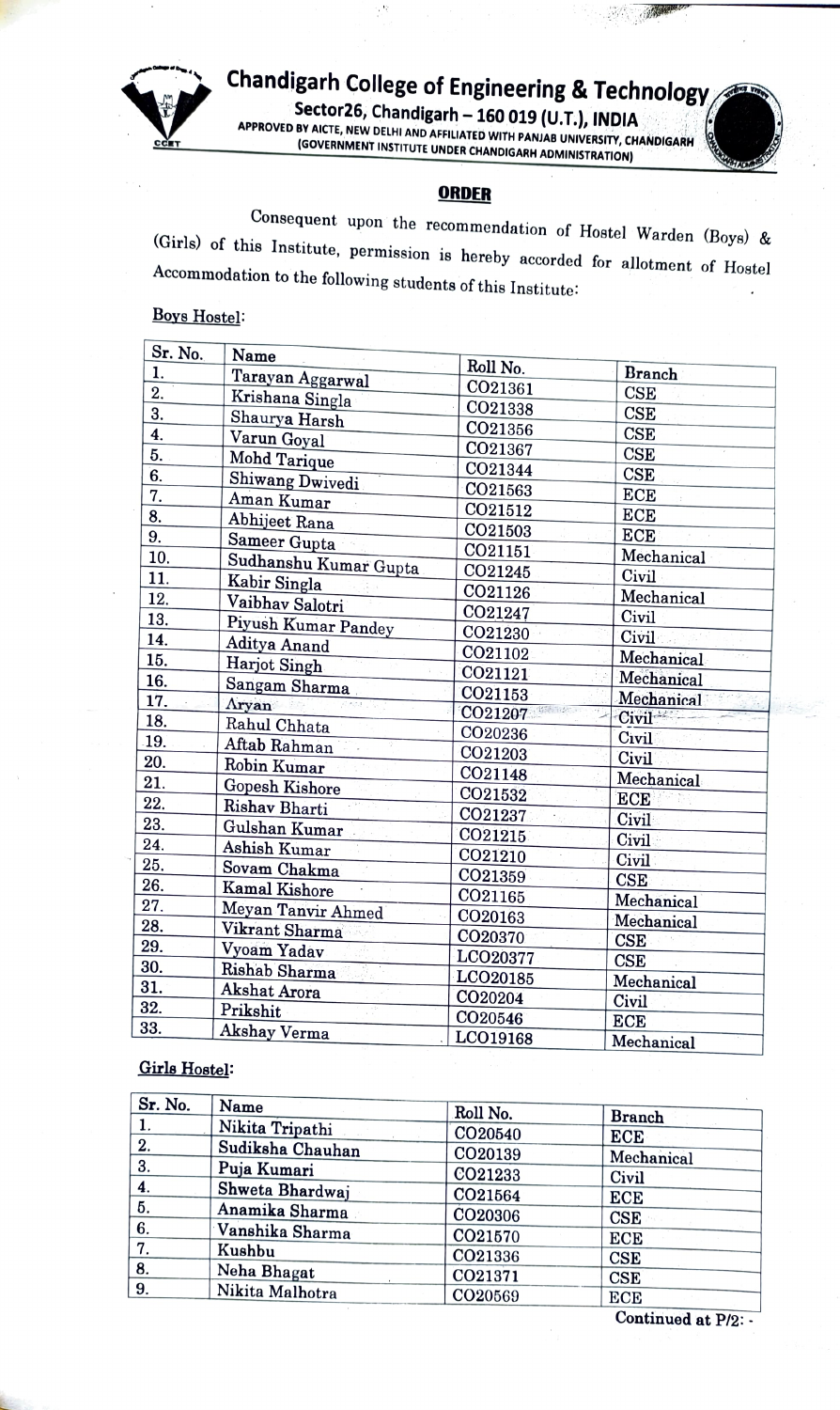# Chandigarh College of Engineering & Technology

**Sector26, Chandigarh – 160 019 (U.T.), INDIA**

APPROVED BY AICTE, NEW DELHI AND AFFILIATED WITH PANJAB UNIVERSITY, CHANDIGARH
(GOVERNMENT INSTITUTE UNDER CHANDIGARH ADMINISTRATION)

## ORDER

Consequent upon the recommendation of Hostel Warden (Boys) & (Girls) of this Institute, permission is hereby accorded for allotment of Hostel Accommodation to the following students of this Institute:

**Boys Hostel:**

| Sr. No. | Name | Roll No. | Branch |
|---|---|---|---|
| 1. | Tarayan Aggarwal | CO21361 | CSE |
| 2. | Krishana Singla | CO21338 | CSE |
| 3. | Shaurya Harsh | CO21356 | CSE |
| 4. | Varun Goyal | CO21367 | CSE |
| 5. | Mohd Tarique | CO21344 | CSE |
| 6. | Shiwang Dwivedi | CO21563 | ECE |
| 7. | Aman Kumar | CO21512 | ECE |
| 8. | Abhijeet Rana | CO21503 | ECE |
| 9. | Sameer Gupta | CO21151 | Mechanical |
| 10. | Sudhanshu Kumar Gupta | CO21245 | Civil |
| 11. | Kabir Singla | CO21126 | Mechanical |
| 12. | Vaibhav Salotri | CO21247 | Civil |
| 13. | Piyush Kumar Pandey | CO21230 | Civil |
| 14. | Aditya Anand | CO21102 | Mechanical |
| 15. | Harjot Singh | CO21121 | Mechanical |
| 16. | Sangam Sharma | CO21153 | Mechanical |
| 17. | Aryan | CO21207 | Civil |
| 18. | Rahul Chhata | CO20236 | Civil |
| 19. | Aftab Rahman | CO21203 | Civil |
| 20. | Robin Kumar | CO21148 | Mechanical |
| 21. | Gopesh Kishore | CO21532 | ECE |
| 22. | Rishav Bharti | CO21237 | Civil |
| 23. | Gulshan Kumar | CO21215 | Civil |
| 24. | Ashish Kumar | CO21210 | Civil |
| 25. | Sovam Chakma | CO21359 | CSE |
| 26. | Kamal Kishore | CO21165 | Mechanical |
| 27. | Meyan Tanvir Ahmed | CO20163 | Mechanical |
| 28. | Vikrant Sharma | CO20370 | CSE |
| 29. | Vyoam Yadav | LCO20377 | CSE |
| 30. | Rishab Sharma | LCO20185 | Mechanical |
| 31. | Akshat Arora | CO20204 | Civil |
| 32. | Prikshit | CO20546 | ECE |
| 33. | Akshay Verma | LCO19168 | Mechanical |

**Girls Hostel:**

| Sr. No. | Name | Roll No. | Branch |
|---|---|---|---|
| 1. | Nikita Tripathi | CO20540 | ECE |
| 2. | Sudiksha Chauhan | CO20139 | Mechanical |
| 3. | Puja Kumari | CO21233 | Civil |
| 4. | Shweta Bhardwaj | CO21564 | ECE |
| 5. | Anamika Sharma | CO20306 | CSE |
| 6. | Vanshika Sharma | CO21570 | ECE |
| 7. | Kushbu | CO21336 | CSE |
| 8. | Neha Bhagat | CO21371 | CSE |
| 9. | Nikita Malhotra | CO20569 | ECE |

Continued at P/2: -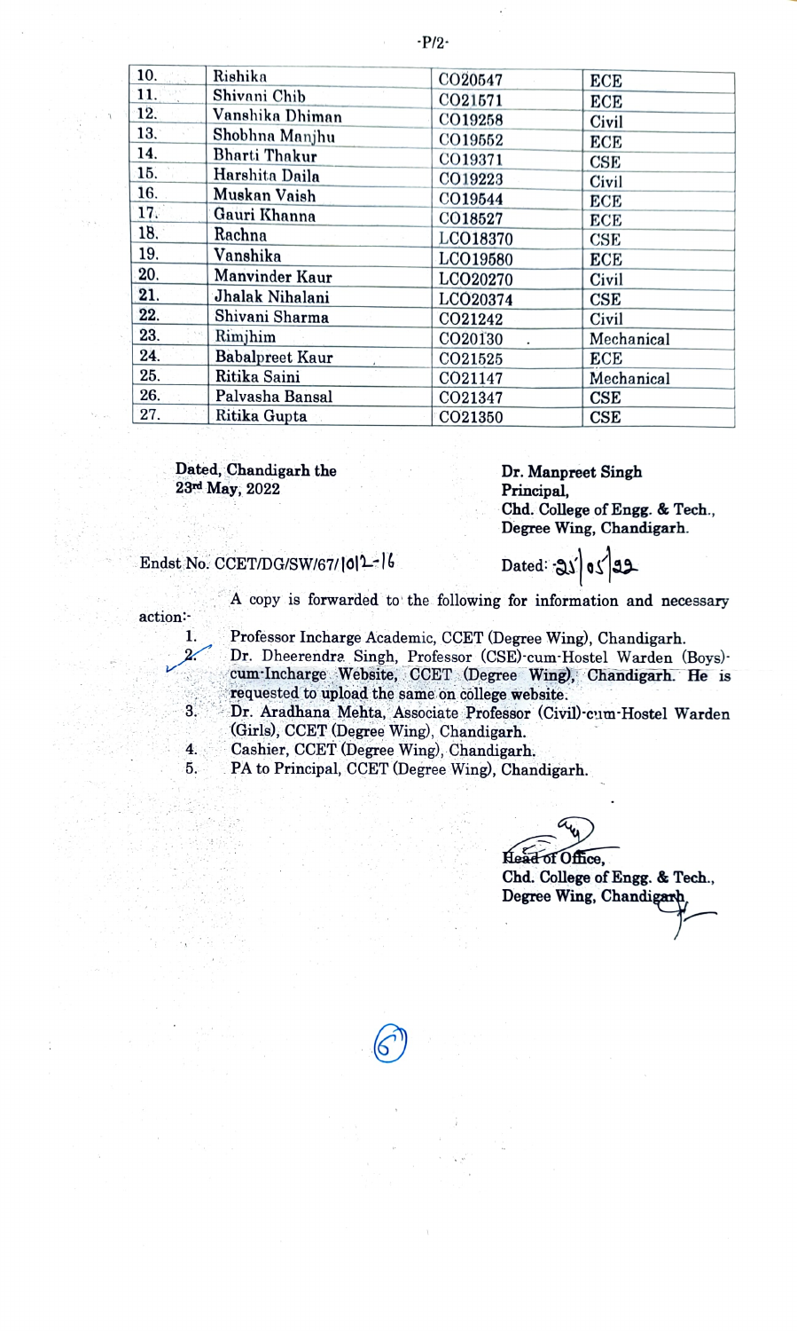| | | | |
|---|---|---|---|
| 10. | Rishika | CO20547 | ECE |
| 11. | Shivani Chib | CO21571 | ECE |
| 12. | Vanshika Dhiman | CO19258 | Civil |
| 13. | Shobhna Manjhu | CO19552 | ECE |
| 14. | Bharti Thakur | CO19371 | CSE |
| 15. | Harshita Daila | CO19223 | Civil |
| 16. | Muskan Vaish | CO19544 | ECE |
| 17. | Gauri Khanna | CO18527 | ECE |
| 18. | Rachna | LCO18370 | CSE |
| 19. | Vanshika | LCO19580 | ECE |
| 20. | Manvinder Kaur | LCO20270 | Civil |
| 21. | Jhalak Nihalani | LCO20374 | CSE |
| 22. | Shivani Sharma | CO21242 | Civil |
| 23. | Rimjhim | CO20130 | Mechanical |
| 24. | Babalpreet Kaur | CO21525 | ECE |
| 25. | Ritika Saini | CO21147 | Mechanical |
| 26. | Palvasha Bansal | CO21347 | CSE |
| 27. | Ritika Gupta | CO21350 | CSE |

**Dated, Chandigarh the 23rd May, 2022**

**Dr. Manpreet Singh**
**Principal,**
**Chd. College of Engg. & Tech.,**
**Degree Wing, Chandigarh.**

Endst No. CCET/DG/SW/67/1012-16

Dated: 23/05/22

A copy is forwarded to the following for information and necessary action:-

1. Professor Incharge Academic, CCET (Degree Wing), Chandigarh.
2. Dr. Dheerendra Singh, Professor (CSE)-cum-Hostel Warden (Boys)-cum-Incharge Website, CCET (Degree Wing), Chandigarh. **He is requested to upload the same on college website.**
3. Dr. Aradhana Mehta, Associate Professor (Civil)-cum-Hostel Warden (Girls), CCET (Degree Wing), Chandigarh.
4. Cashier, CCET (Degree Wing), Chandigarh.
5. PA to Principal, CCET (Degree Wing), Chandigarh.

**Head of Office,**
**Chd. College of Engg. & Tech.,**
**Degree Wing, Chandigarh.**